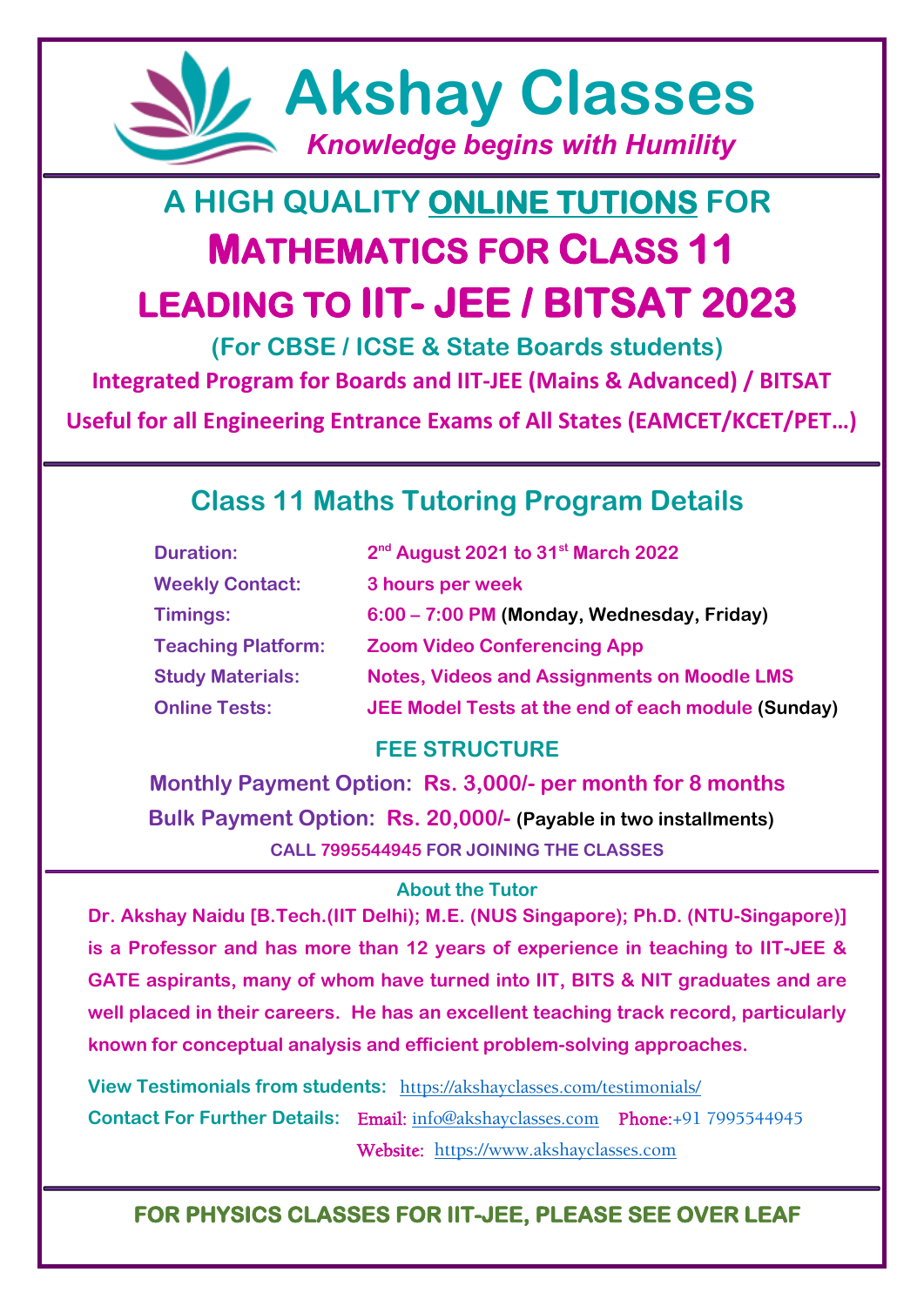# Akshay Classes

*Knowledge begins with Humility*

## A HIGH QUALITY ONLINE TUTIONS FOR

# MATHEMATICS FOR CLASS 11

# LEADING TO IIT- JEE / BITSAT 2023

**(For CBSE / ICSE & State Boards students)**

**Integrated Program for Boards and IIT-JEE (Mains & Advanced) / BITSAT**

**Useful for all Engineering Entrance Exams of All States (EAMCET/KCET/PET…)**

## Class 11 Maths Tutoring Program Details

| | |
|---|---|
| **Duration:** | **2nd August 2021 to 31st March 2022** |
| **Weekly Contact:** | **3 hours per week** |
| **Timings:** | **6:00 – 7:00 PM (Monday, Wednesday, Friday)** |
| **Teaching Platform:** | **Zoom Video Conferencing App** |
| **Study Materials:** | **Notes, Videos and Assignments on Moodle LMS** |
| **Online Tests:** | **JEE Model Tests at the end of each module (Sunday)** |

### FEE STRUCTURE

**Monthly Payment Option: Rs. 3,000/- per month for 8 months**

**Bulk Payment Option: Rs. 20,000/- (Payable in two installments)**

**CALL 7995544945 FOR JOINING THE CLASSES**

### About the Tutor

**Dr. Akshay Naidu [B.Tech.(IIT Delhi); M.E. (NUS Singapore); Ph.D. (NTU-Singapore)] is a Professor and has more than 12 years of experience in teaching to IIT-JEE & GATE aspirants, many of whom have turned into IIT, BITS & NIT graduates and are well placed in their careers. He has an excellent teaching track record, particularly known for conceptual analysis and efficient problem-solving approaches.**

**View Testimonials from students:** https://akshayclasses.com/testimonials/

**Contact For Further Details:** Email: info@akshayclasses.com Phone:+91 7995544945

Website: https://www.akshayclasses.com

**FOR PHYSICS CLASSES FOR IIT-JEE, PLEASE SEE OVER LEAF**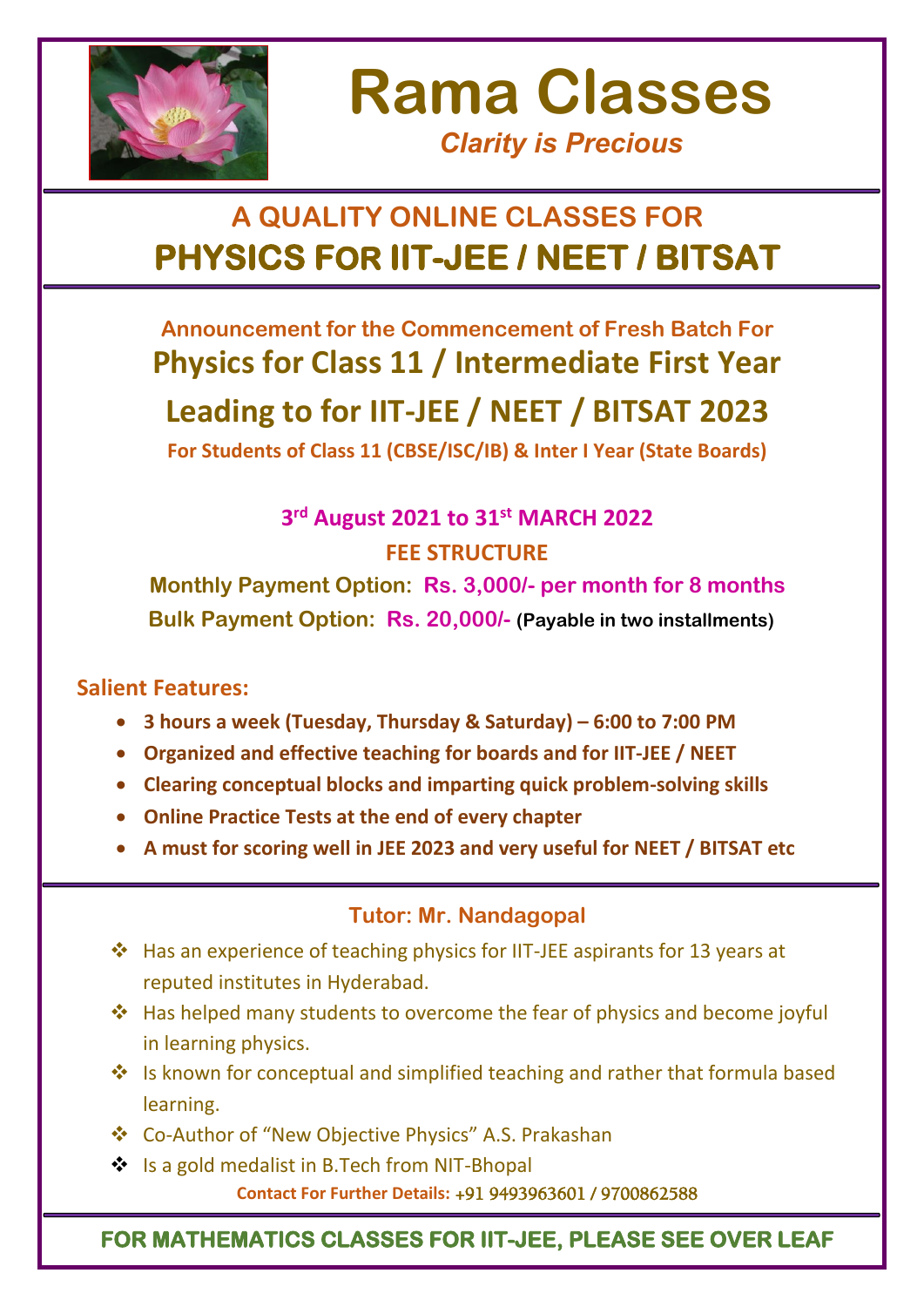# Rama Classes

*Clarity is Precious*

## A QUALITY ONLINE CLASSES FOR
## PHYSICS FOR IIT-JEE / NEET / BITSAT

Announcement for the Commencement of Fresh Batch For

### Physics for Class 11 / Intermediate First Year
### Leading to for IIT-JEE / NEET / BITSAT 2023

**For Students of Class 11 (CBSE/ISC/IB) & Inter I Year (State Boards)**

**3rd August 2021 to 31st MARCH 2022**

**FEE STRUCTURE**

**Monthly Payment Option: Rs. 3,000/- per month for 8 months**

**Bulk Payment Option: Rs. 20,000/-** **(Payable in two installments)**

**Salient Features:**

- **3 hours a week (Tuesday, Thursday & Saturday) – 6:00 to 7:00 PM**
- **Organized and effective teaching for boards and for IIT-JEE / NEET**
- **Clearing conceptual blocks and imparting quick problem-solving skills**
- **Online Practice Tests at the end of every chapter**
- **A must for scoring well in JEE 2023 and very useful for NEET / BITSAT etc**

**Tutor: Mr. Nandagopal**

- Has an experience of teaching physics for IIT-JEE aspirants for 13 years at reputed institutes in Hyderabad.
- Has helped many students to overcome the fear of physics and become joyful in learning physics.
- Is known for conceptual and simplified teaching and rather that formula based learning.
- Co-Author of "New Objective Physics" A.S. Prakashan
- Is a gold medalist in B.Tech from NIT-Bhopal

**Contact For Further Details:** +91 9493963601 / 9700862588

**FOR MATHEMATICS CLASSES FOR IIT-JEE, PLEASE SEE OVER LEAF**